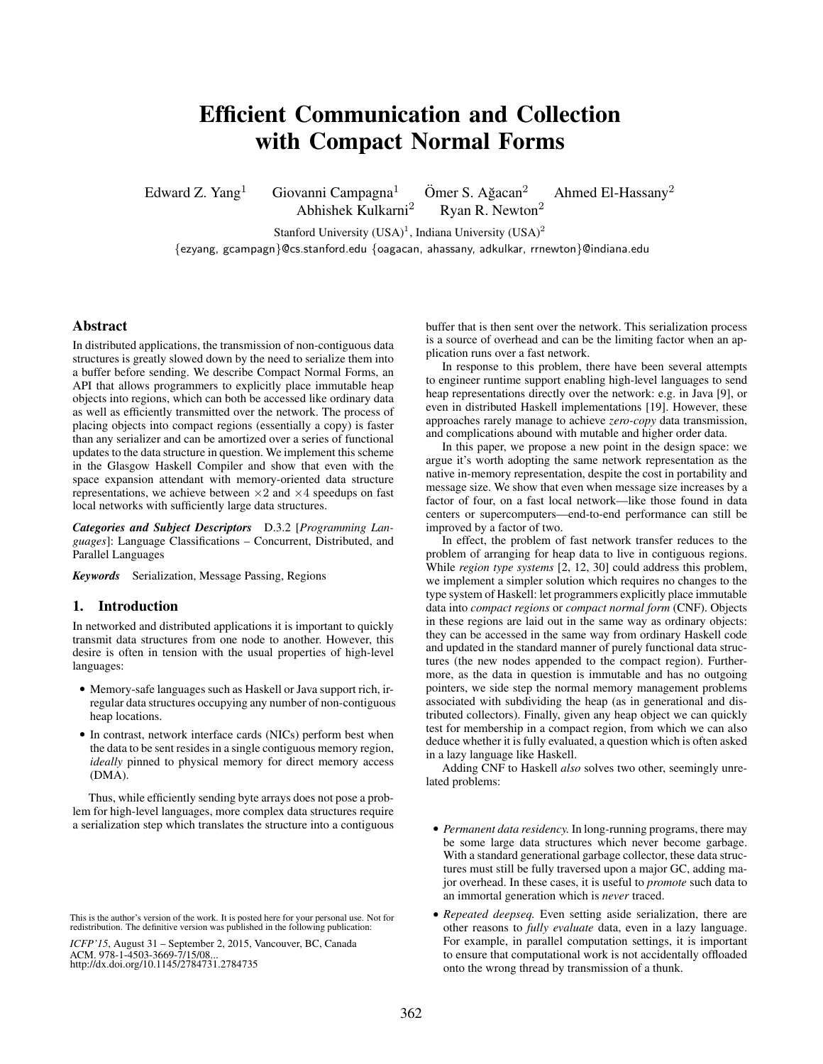# Efficient Communication and Collection with Compact Normal Forms

Edward Z. Yang[1] Giovanni Campagna[1] Ömer S. Ağacan[2] Ahmed El-Hassany[2]
Abhishek Kulkarni[2] Ryan R. Newton[2]

Stanford University (USA)[1], Indiana University (USA)[2]

{ezyang, gcampagn}@cs.stanford.edu {oagacan, ahassany, adkulkar, rrnewton}@indiana.edu

## Abstract

In distributed applications, the transmission of non-contiguous data structures is greatly slowed down by the need to serialize them into a buffer before sending. We describe Compact Normal Forms, an API that allows programmers to explicitly place immutable heap objects into regions, which can both be accessed like ordinary data as well as efficiently transmitted over the network. The process of placing objects into compact regions (essentially a copy) is faster than any serializer and can be amortized over a series of functional updates to the data structure in question. We implement this scheme in the Glasgow Haskell Compiler and show that even with the space expansion attendant with memory-oriented data structure representations, we achieve between $\times 2$ and $\times 4$ speedups on fast local networks with sufficiently large data structures.

***Categories and Subject Descriptors*** D.3.2 [*Programming Languages*]: Language Classifications – Concurrent, Distributed, and Parallel Languages

***Keywords*** Serialization, Message Passing, Regions

## 1. Introduction

In networked and distributed applications it is important to quickly transmit data structures from one node to another. However, this desire is often in tension with the usual properties of high-level languages:

- Memory-safe languages such as Haskell or Java support rich, irregular data structures occupying any number of non-contiguous heap locations.
- In contrast, network interface cards (NICs) perform best when the data to be sent resides in a single contiguous memory region, *ideally* pinned to physical memory for direct memory access (DMA).

Thus, while efficiently sending byte arrays does not pose a problem for high-level languages, more complex data structures require a serialization step which translates the structure into a contiguous buffer that is then sent over the network. This serialization process is a source of overhead and can be the limiting factor when an application runs over a fast network.

In response to this problem, there have been several attempts to engineer runtime support enabling high-level languages to send heap representations directly over the network: e.g. in Java [9], or even in distributed Haskell implementations [19]. However, these approaches rarely manage to achieve *zero-copy* data transmission, and complications abound with mutable and higher order data.

In this paper, we propose a new point in the design space: we argue it's worth adopting the same network representation as the native in-memory representation, despite the cost in portability and message size. We show that even when message size increases by a factor of four, on a fast local network—like those found in data centers or supercomputers—end-to-end performance can still be improved by a factor of two.

In effect, the problem of fast network transfer reduces to the problem of arranging for heap data to live in contiguous regions. While *region type systems* [2, 12, 30] could address this problem, we implement a simpler solution which requires no changes to the type system of Haskell: let programmers explicitly place immutable data into *compact regions* or *compact normal form* (CNF). Objects in these regions are laid out in the same way as ordinary objects: they can be accessed in the same way from ordinary Haskell code and updated in the standard manner of purely functional data structures (the new nodes appended to the compact region). Furthermore, as the data in question is immutable and has no outgoing pointers, we side step the normal memory management problems associated with subdividing the heap (as in generational and distributed collectors). Finally, given any heap object we can quickly test for membership in a compact region, from which we can also deduce whether it is fully evaluated, a question which is often asked in a lazy language like Haskell.

Adding CNF to Haskell *also* solves two other, seemingly unrelated problems:

- *Permanent data residency.* In long-running programs, there may be some large data structures which never become garbage. With a standard generational garbage collector, these data structures must still be fully traversed upon a major GC, adding major overhead. In these cases, it is useful to *promote* such data to an immortal generation which is *never* traced.
- *Repeated deepseq.* Even setting aside serialization, there are other reasons to *fully evaluate* data, even in a lazy language. For example, in parallel computation settings, it is important to ensure that computational work is not accidentally offloaded onto the wrong thread by transmission of a thunk.

This is the author's version of the work. It is posted here for your personal use. Not for redistribution. The definitive version was published in the following publication:

*ICFP'15*, August 31 – September 2, 2015, Vancouver, BC, Canada
ACM. 978-1-4503-3669-7/15/08...
http://dx.doi.org/10.1145/2784731.2784735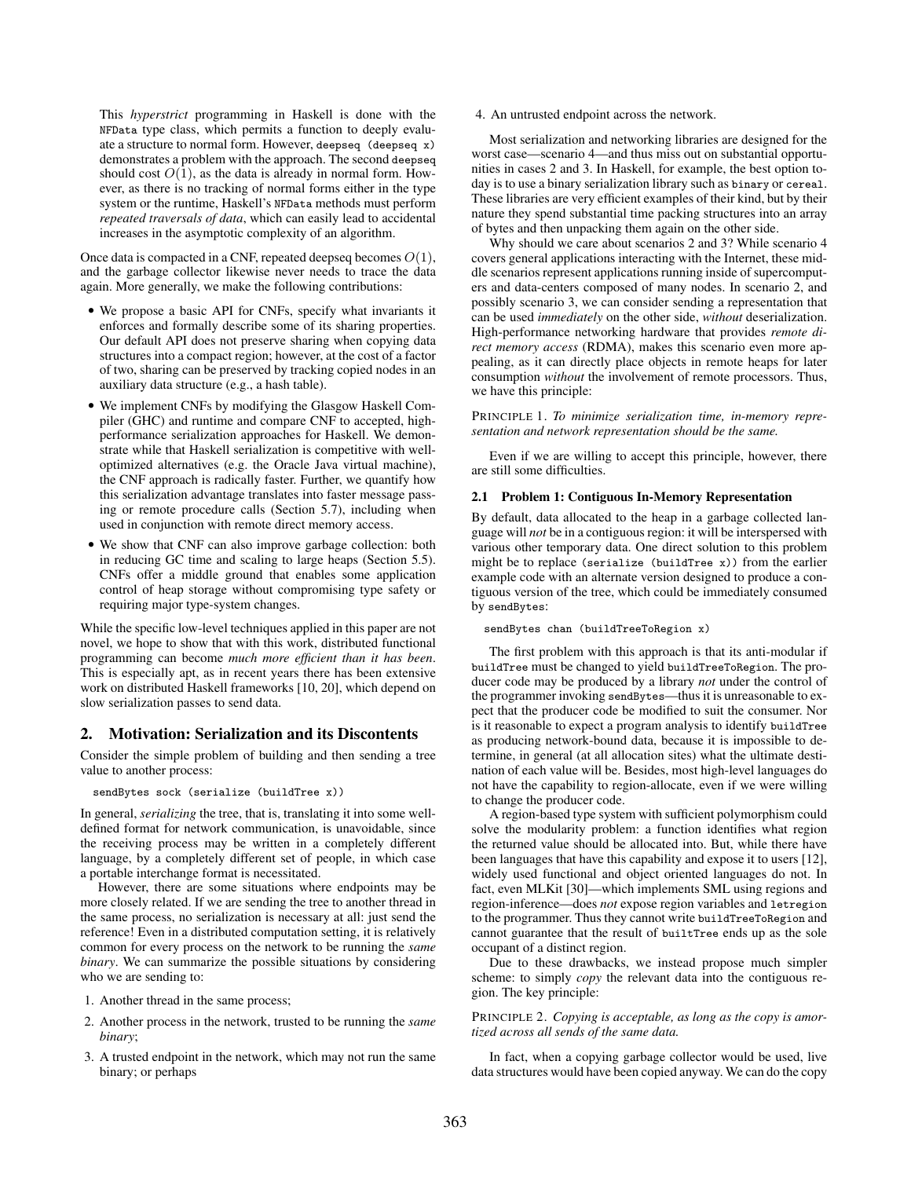This *hyperstrict* programming in Haskell is done with the `NFData` type class, which permits a function to deeply evaluate a structure to normal form. However, `deepseq (deepseq x)` demonstrates a problem with the approach. The second `deepseq` should cost $O(1)$, as the data is already in normal form. However, as there is no tracking of normal forms either in the type system or the runtime, Haskell's `NFData` methods must perform *repeated traversals of data*, which can easily lead to accidental increases in the asymptotic complexity of an algorithm.

Once data is compacted in a CNF, repeated deepseq becomes $O(1)$, and the garbage collector likewise never needs to trace the data again. More generally, we make the following contributions:

- We propose a basic API for CNFs, specify what invariants it enforces and formally describe some of its sharing properties. Our default API does not preserve sharing when copying data structures into a compact region; however, at the cost of a factor of two, sharing can be preserved by tracking copied nodes in an auxiliary data structure (e.g., a hash table).
- We implement CNFs by modifying the Glasgow Haskell Compiler (GHC) and runtime and compare CNF to accepted, high-performance serialization approaches for Haskell. We demonstrate while that Haskell serialization is competitive with well-optimized alternatives (e.g. the Oracle Java virtual machine), the CNF approach is radically faster. Further, we quantify how this serialization advantage translates into faster message passing or remote procedure calls (Section 5.7), including when used in conjunction with remote direct memory access.
- We show that CNF can also improve garbage collection: both in reducing GC time and scaling to large heaps (Section 5.5). CNFs offer a middle ground that enables some application control of heap storage without compromising type safety or requiring major type-system changes.

While the specific low-level techniques applied in this paper are not novel, we hope to show that with this work, distributed functional programming can become *much more efficient than it has been*. This is especially apt, as in recent years there has been extensive work on distributed Haskell frameworks [10, 20], which depend on slow serialization passes to send data.

## 2. Motivation: Serialization and its Discontents

Consider the simple problem of building and then sending a tree value to another process:

```
sendBytes sock (serialize (buildTree x))
```

In general, *serializing* the tree, that is, translating it into some well-defined format for network communication, is unavoidable, since the receiving process may be written in a completely different language, by a completely different set of people, in which case a portable interchange format is necessitated.

However, there are some situations where endpoints may be more closely related. If we are sending the tree to another thread in the same process, no serialization is necessary at all: just send the reference! Even in a distributed computation setting, it is relatively common for every process on the network to be running the *same binary*. We can summarize the possible situations by considering who we are sending to:

1. Another thread in the same process;
2. Another process in the network, trusted to be running the *same binary*;
3. A trusted endpoint in the network, which may not run the same binary; or perhaps
4. An untrusted endpoint across the network.

Most serialization and networking libraries are designed for the worst case—scenario 4—and thus miss out on substantial opportunities in cases 2 and 3. In Haskell, for example, the best option today is to use a binary serialization library such as `binary` or `cereal`. These libraries are very efficient examples of their kind, but by their nature they spend substantial time packing structures into an array of bytes and then unpacking them again on the other side.

Why should we care about scenarios 2 and 3? While scenario 4 covers general applications interacting with the Internet, these middle scenarios represent applications running inside of supercomputers and data-centers composed of many nodes. In scenario 2, and possibly scenario 3, we can consider sending a representation that can be used *immediately* on the other side, *without* deserialization. High-performance networking hardware that provides *remote direct memory access* (RDMA), makes this scenario even more appealing, as it can directly place objects in remote heaps for later consumption *without* the involvement of remote processors. Thus, we have this principle:

PRINCIPLE 1. *To minimize serialization time, in-memory representation and network representation should be the same.*

Even if we are willing to accept this principle, however, there are still some difficulties.

### 2.1 Problem 1: Contiguous In-Memory Representation

By default, data allocated to the heap in a garbage collected language will *not* be in a contiguous region: it will be interspersed with various other temporary data. One direct solution to this problem might be to replace `(serialize (buildTree x))` from the earlier example code with an alternate version designed to produce a contiguous version of the tree, which could be immediately consumed by `sendBytes`:

```
sendBytes chan (buildTreeToRegion x)
```

The first problem with this approach is that its anti-modular if `buildTree` must be changed to yield `buildTreeToRegion`. The producer code may be produced by a library *not* under the control of the programmer invoking `sendBytes`—thus it is unreasonable to expect that the producer code be modified to suit the consumer. Nor is it reasonable to expect a program analysis to identify `buildTree` as producing network-bound data, because it is impossible to determine, in general (at all allocation sites) what the ultimate destination of each value will be. Besides, most high-level languages do not have the capability to region-allocate, even if we were willing to change the producer code.

A region-based type system with sufficient polymorphism could solve the modularity problem: a function identifies what region the returned value should be allocated into. But, while there have been languages that have this capability and expose it to users [12], widely used functional and object oriented languages do not. In fact, even MLKit [30]—which implements SML using regions and region-inference—does *not* expose region variables and `letregion` to the programmer. Thus they cannot write `buildTreeToRegion` and cannot guarantee that the result of `builtTree` ends up as the sole occupant of a distinct region.

Due to these drawbacks, we instead propose much simpler scheme: to simply *copy* the relevant data into the contiguous region. The key principle:

PRINCIPLE 2. *Copying is acceptable, as long as the copy is amortized across all sends of the same data.*

In fact, when a copying garbage collector would be used, live data structures would have been copied anyway. We can do the copy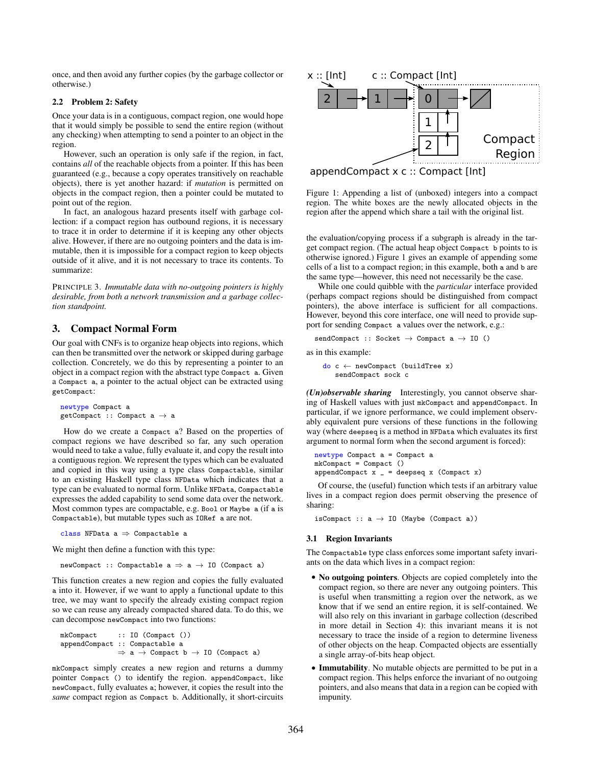once, and then avoid any further copies (by the garbage collector or otherwise.)

### 2.2 Problem 2: Safety

Once your data is in a contiguous, compact region, one would hope that it would simply be possible to send the entire region (without any checking) when attempting to send a pointer to an object in the region.

However, such an operation is only safe if the region, in fact, contains *all* of the reachable objects from a pointer. If this has been guaranteed (e.g., because a copy operates transitively on reachable objects), there is yet another hazard: if *mutation* is permitted on objects in the compact region, then a pointer could be mutated to point out of the region.

In fact, an analogous hazard presents itself with garbage collection: if a compact region has outbound regions, it is necessary to trace it in order to determine if it is keeping any other objects alive. However, if there are no outgoing pointers and the data is immutable, then it is impossible for a compact region to keep objects outside of it alive, and it is not necessary to trace its contents. To summarize:

PRINCIPLE 3. *Immutable data with no-outgoing pointers is highly desirable, from both a network transmission and a garbage collection standpoint.*

## 3. Compact Normal Form

Our goal with CNFs is to organize heap objects into regions, which can then be transmitted over the network or skipped during garbage collection. Concretely, we do this by representing a pointer to an object in a compact region with the abstract type `Compact a`. Given a `Compact a`, a pointer to the actual object can be extracted using `getCompact`:

```
newtype Compact a
getCompact :: Compact a → a
```

How do we create a `Compact a`? Based on the properties of compact regions we have described so far, any such operation would need to take a value, fully evaluate it, and copy the result into a contiguous region. We represent the types which can be evaluated and copied in this way using a type class `Compactable`, similar to an existing Haskell type class `NFData` which indicates that a type can be evaluated to normal form. Unlike `NFData`, `Compactable` expresses the added capability to send some data over the network. Most common types are compactable, e.g. `Bool` or `Maybe a` (if `a` is `Compactable`), but mutable types such as `IORef a` are not.

```
class NFData a ⇒ Compactable a
```

We might then define a function with this type:

```
newCompact :: Compactable a ⇒ a → IO (Compact a)
```

This function creates a new region and copies the fully evaluated `a` into it. However, we want to apply a functional update to this tree, we may want to specify the already existing compact region so we can reuse any already compacted shared data. To do this, we can decompose `newCompact` into two functions:

```
mkCompact     :: IO (Compact ())
appendCompact :: Compactable a
              ⇒ a → Compact b → IO (Compact a)
```

`mkCompact` simply creates a new region and returns a dummy pointer `Compact ()` to identify the region. `appendCompact`, like `newCompact`, fully evaluates `a`; however, it copies the result into the *same* compact region as `Compact b`. Additionally, it short-circuits the evaluation/copying process if a subgraph is already in the target compact region. (The actual heap object `Compact b` points to is otherwise ignored.) Figure 1 gives an example of appending some cells of a list to a compact region; in this example, both `a` and `b` are the same type—however, this need not necessarily be the case.

Figure 1: Appending a list of (unboxed) integers into a compact region. The white boxes are the newly allocated objects in the region after the append which share a tail with the original list.

While one could quibble with the *particular* interface provided (perhaps compact regions should be distinguished from compact pointers), the above interface is sufficient for all compactions. However, beyond this core interface, one will need to provide support for sending `Compact a` values over the network, e.g.:

```
sendCompact :: Socket → Compact a → IO ()
```

as in this example:

```
do c ← newCompact (buildTree x)
   sendCompact sock c
```

***(Un)observable sharing*** Interestingly, you cannot observe sharing of Haskell values with just `mkCompact` and `appendCompact`. In particular, if we ignore performance, we could implement observably equivalent pure versions of these functions in the following way (where `deepseq` is a method in `NFData` which evaluates its first argument to normal form when the second argument is forced):

```
newtype Compact a = Compact a
mkCompact = Compact ()
appendCompact x _ = deepseq x (Compact x)
```

Of course, the (useful) function which tests if an arbitrary value lives in a compact region does permit observing the presence of sharing:

```
isCompact :: a → IO (Maybe (Compact a))
```

### 3.1 Region Invariants

The `Compactable` type class enforces some important safety invariants on the data which lives in a compact region:

- **No outgoing pointers**. Objects are copied completely into the compact region, so there are never any outgoing pointers. This is useful when transmitting a region over the network, as we know that if we send an entire region, it is self-contained. We will also rely on this invariant in garbage collection (described in more detail in Section 4): this invariant means it is not necessary to trace the inside of a region to determine liveness of other objects on the heap. Compacted objects are essentially a single array-of-bits heap object.
- **Immutability**. No mutable objects are permitted to be put in a compact region. This helps enforce the invariant of no outgoing pointers, and also means that data in a region can be copied with impunity.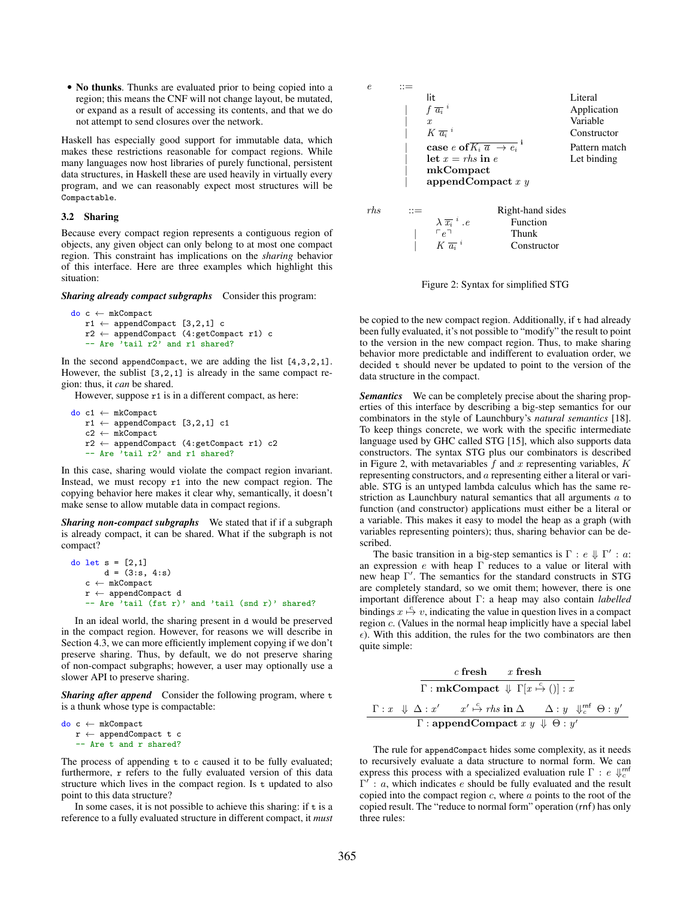- **No thunks**. Thunks are evaluated prior to being copied into a region; this means the CNF will not change layout, be mutated, or expand as a result of accessing its contents, and that we do not attempt to send closures over the network.

Haskell has especially good support for immutable data, which makes these restrictions reasonable for compact regions. While many languages now host libraries of purely functional, persistent data structures, in Haskell these are used heavily in virtually every program, and we can reasonably expect most structures will be `Compactable`.

### 3.2 Sharing

Because every compact region represents a contiguous region of objects, any given object can only belong to at most one compact region. This constraint has implications on the *sharing* behavior of this interface. Here are three examples which highlight this situation:

***Sharing already compact subgraphs*** Consider this program:

```
do c ← mkCompact
   r1 ← appendCompact [3,2,1] c
   r2 ← appendCompact (4:getCompact r1) c
   -- Are 'tail r2' and r1 shared?
```

In the second `appendCompact`, we are adding the list `[4,3,2,1]`. However, the sublist `[3,2,1]` is already in the same compact region: thus, it *can* be shared.

However, suppose `r1` is in a different compact, as here:

```
do c1 ← mkCompact
   r1 ← appendCompact [3,2,1] c1
   c2 ← mkCompact
   r2 ← appendCompact (4:getCompact r1) c2
   -- Are 'tail r2' and r1 shared?
```

In this case, sharing would violate the compact region invariant. Instead, we must recopy `r1` into the new compact region. The copying behavior here makes it clear why, semantically, it doesn't make sense to allow mutable data in compact regions.

***Sharing non-compact subgraphs*** We stated that if if a subgraph is already compact, it can be shared. What if the subgraph is not compact?

```
do let s = [2,1]
       d = (3:s, 4:s)
   c ← mkCompact
   r ← appendCompact d
   -- Are 'tail (fst r)' and 'tail (snd r)' shared?
```

In an ideal world, the sharing present in `d` would be preserved in the compact region. However, for reasons we will describe in Section 4.3, we can more efficiently implement copying if we don't preserve sharing. Thus, by default, we do not preserve sharing of non-compact subgraphs; however, a user may optionally use a slower API to preserve sharing.

***Sharing after append*** Consider the following program, where `t` is a thunk whose type is compactable:

```
do c ← mkCompact
   r ← appendCompact t c
   -- Are t and r shared?
```

The process of appending `t` to `c` caused it to be fully evaluated; furthermore, `r` refers to the fully evaluated version of this data structure which lives in the compact region. Is `t` updated to also point to this data structure?

In some cases, it is not possible to achieve this sharing: if `t` is a reference to a fully evaluated structure in different compact, it *must* be copied to the new compact region. Additionally, if `t` had already been fully evaluated, it's not possible to "modify" the result to point to the version in the new compact region. Thus, to make sharing behavior more predictable and indifferent to evaluation order, we decided `t` should never be updated to point to the version of the data structure in the compact.

$$
\begin{array}{llll}
e & ::= & & \\
 & & \mathsf{lit} & \text{Literal} \\
 & | & f\ \overline{a_i}^{\,i} & \text{Application} \\
 & | & x & \text{Variable} \\
 & | & K\ \overline{a_i}^{\,i} & \text{Constructor} \\
 & | & \textbf{case}\ e\ \textbf{of}\ \overline{K_i\ \overline{a} \ \rightarrow e_i}^{\,i} & \text{Pattern match} \\
 & | & \textbf{let}\ x = rhs\ \textbf{in}\ e & \text{Let binding} \\
 & | & \textbf{mkCompact} & \\
 & | & \textbf{appendCompact}\ x\ y &
\end{array}
$$

$$
\begin{array}{llll}
rhs & ::= & & \text{Right-hand sides} \\
 & & \lambda\ \overline{x_i}^{\,i}.e & \text{Function} \\
 & | & \ulcorner e \urcorner & \text{Thunk} \\
 & | & K\ \overline{a_i}^{\,i} & \text{Constructor}
\end{array}
$$

Figure 2: Syntax for simplified STG

***Semantics*** We can be completely precise about the sharing properties of this interface by describing a big-step semantics for our combinators in the style of Launchbury's *natural semantics* [18]. To keep things concrete, we work with the specific intermediate language used by GHC called STG [15], which also supports data constructors. The syntax STG plus our combinators is described in Figure 2, with metavariables $f$ and $x$ representing variables, $K$ representing constructors, and $a$ representing either a literal or variable. STG is an untyped lambda calculus which has the same restriction as Launchbury natural semantics that all arguments $a$ to function (and constructor) applications must either be a literal or a variable. This makes it easy to model the heap as a graph (with variables representing pointers); thus, sharing behavior can be described.

The basic transition in a big-step semantics is $\Gamma : e \Downarrow \Gamma' : a$: an expression $e$ with heap $\Gamma$ reduces to a value or literal with new heap $\Gamma'$. The semantics for the standard constructs in STG are completely standard, so we omit them; however, there is one important difference about $\Gamma$: a heap may also contain *labelled* bindings $x \overset{c}{\mapsto} v$, indicating the value in question lives in a compact region $c$. (Values in the normal heap implicitly have a special label $\epsilon$). With this addition, the rules for the two combinators are then quite simple:

$$
\frac{c\ \textbf{fresh} \qquad x\ \textbf{fresh}}{\Gamma : \textbf{mkCompact} \Downarrow \Gamma[x \overset{c}{\mapsto} ()] : x}
$$

$$
\frac{\Gamma : x \Downarrow \Delta : x' \qquad x' \overset{c}{\mapsto} rhs\ \textbf{in}\ \Delta \qquad \Delta : y \Downarrow^{\mathsf{rnf}}_{c} \Theta : y'}{\Gamma : \textbf{appendCompact}\ x\ y \Downarrow \Theta : y'}
$$

The rule for `appendCompact` hides some complexity, as it needs to recursively evaluate a data structure to normal form. We can express this process with a specialized evaluation rule $\Gamma : e \Downarrow^{\mathsf{rnf}}_{c} \Gamma' : a$, which indicates $e$ should be fully evaluated and the result copied into the compact region $c$, where $a$ points to the root of the copied result. The "reduce to normal form" operation (`rnf`) has only three rules: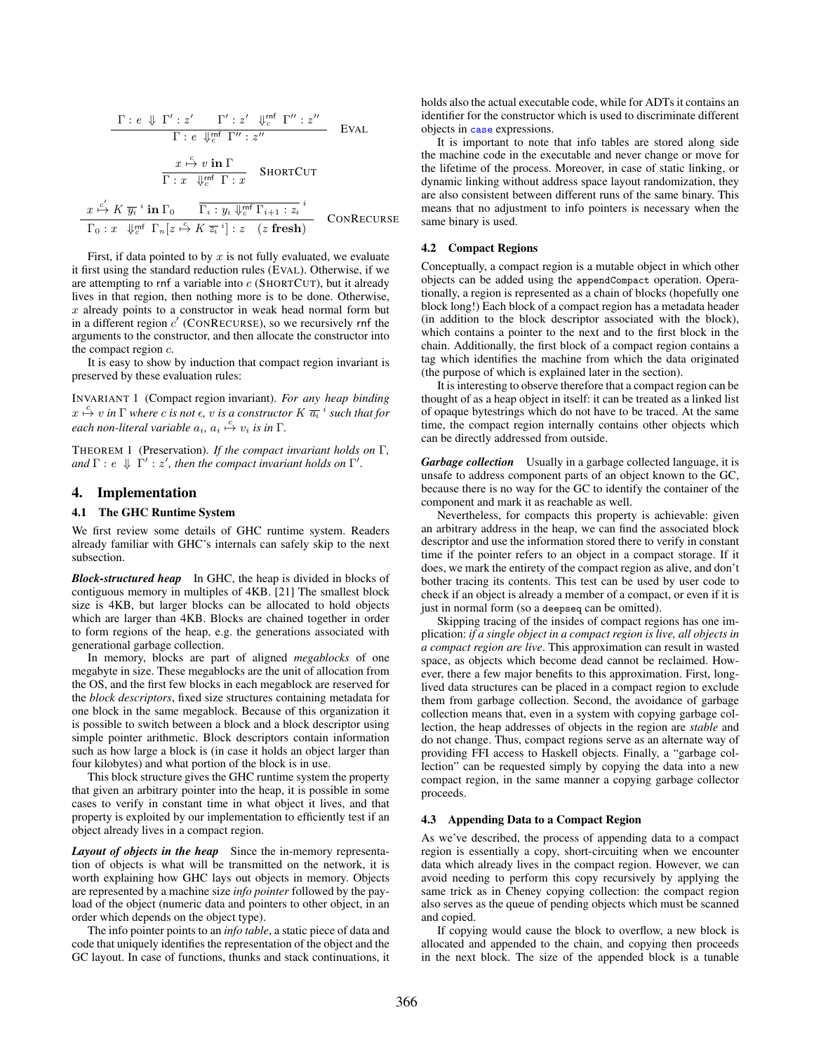$$\frac{\Gamma : e \Downarrow \Gamma' : z' \qquad \Gamma' : z' \Downarrow_c^{\mathsf{rnf}} \Gamma'' : z''}{\Gamma : e \Downarrow_c^{\mathsf{rnf}} \Gamma'' : z''} \quad \text{EVAL}$$

$$\frac{x \overset{c}{\mapsto} v \textbf{ in } \Gamma}{\Gamma : x \Downarrow_c^{\mathsf{rnf}} \Gamma : x} \quad \text{SHORTCUT}$$

$$\frac{x \overset{c'}{\mapsto} K\ \overline{y_i}^{\,i} \textbf{ in } \Gamma_0 \qquad \overline{\Gamma_i : y_i \Downarrow_c^{\mathsf{rnf}} \Gamma_{i+1} : z_i}^{\,i}}{\Gamma_0 : x \Downarrow_c^{\mathsf{rnf}} \Gamma_n[z \overset{c}{\mapsto} K\ \overline{z_i}^{\,i}] : z \quad (z \textbf{ fresh})} \quad \text{CONRECURSE}$$

First, if data pointed to by $x$ is not fully evaluated, we evaluate it first using the standard reduction rules (EVAL). Otherwise, if we are attempting to rnf a variable into $c$ (SHORTCUT), but it already lives in that region, then nothing more is to be done. Otherwise, $x$ already points to a constructor in weak head normal form but in a different region $c'$ (CONRECURSE), so we recursively rnf the arguments to the constructor, and then allocate the constructor into the compact region $c$.

It is easy to show by induction that compact region invariant is preserved by these evaluation rules:

INVARIANT 1 (Compact region invariant). *For any heap binding $x \overset{c}{\mapsto} v$ in $\Gamma$ where $c$ is not $\epsilon$, $v$ is a constructor $K\ \overline{a_i}^{\,i}$ such that for each non-literal variable $a_i$, $a_i \overset{c}{\mapsto} v_i$ is in $\Gamma$.*

THEOREM 1 (Preservation). *If the compact invariant holds on $\Gamma$, and $\Gamma : e \Downarrow \Gamma' : z'$, then the compact invariant holds on $\Gamma'$.*

## 4. Implementation

### 4.1 The GHC Runtime System

We first review some details of GHC runtime system. Readers already familiar with GHC's internals can safely skip to the next subsection.

***Block-structured heap*** In GHC, the heap is divided in blocks of contiguous memory in multiples of 4KB. [21] The smallest block size is 4KB, but larger blocks can be allocated to hold objects which are larger than 4KB. Blocks are chained together in order to form regions of the heap, e.g. the generations associated with generational garbage collection.

In memory, blocks are part of aligned *megablocks* of one megabyte in size. These megablocks are the unit of allocation from the OS, and the first few blocks in each megablock are reserved for the *block descriptors*, fixed size structures containing metadata for one block in the same megablock. Because of this organization it is possible to switch between a block and a block descriptor using simple pointer arithmetic. Block descriptors contain information such as how large a block is (in case it holds an object larger than four kilobytes) and what portion of the block is in use.

This block structure gives the GHC runtime system the property that given an arbitrary pointer into the heap, it is possible in some cases to verify in constant time in what object it lives, and that property is exploited by our implementation to efficiently test if an object already lives in a compact region.

***Layout of objects in the heap*** Since the in-memory representation of objects is what will be transmitted on the network, it is worth explaining how GHC lays out objects in memory. Objects are represented by a machine size *info pointer* followed by the payload of the object (numeric data and pointers to other object, in an order which depends on the object type).

The info pointer points to an *info table*, a static piece of data and code that uniquely identifies the representation of the object and the GC layout. In case of functions, thunks and stack continuations, it holds also the actual executable code, while for ADTs it contains an identifier for the constructor which is used to discriminate different objects in `case` expressions.

It is important to note that info tables are stored along side the machine code in the executable and never change or move for the lifetime of the process. Moreover, in case of static linking, or dynamic linking without address space layout randomization, they are also consistent between different runs of the same binary. This means that no adjustment to info pointers is necessary when the same binary is used.

### 4.2 Compact Regions

Conceptually, a compact region is a mutable object in which other objects can be added using the `appendCompact` operation. Operationally, a region is represented as a chain of blocks (hopefully one block long!) Each block of a compact region has a metadata header (in addition to the block descriptor associated with the block), which contains a pointer to the next and to the first block in the chain. Additionally, the first block of a compact region contains a tag which identifies the machine from which the data originated (the purpose of which is explained later in the section).

It is interesting to observe therefore that a compact region can be thought of as a heap object in itself: it can be treated as a linked list of opaque bytestrings which do not have to be traced. At the same time, the compact region internally contains other objects which can be directly addressed from outside.

***Garbage collection*** Usually in a garbage collected language, it is unsafe to address component parts of an object known to the GC, because there is no way for the GC to identify the container of the component and mark it as reachable as well.

Nevertheless, for compacts this property is achievable: given an arbitrary address in the heap, we can find the associated block descriptor and use the information stored there to verify in constant time if the pointer refers to an object in a compact storage. If it does, we mark the entirety of the compact region as alive, and don't bother tracing its contents. This test can be used by user code to check if an object is already a member of a compact, or even if it is just in normal form (so a `deepseq` can be omitted).

Skipping tracing of the insides of compact regions has one implication: *if a single object in a compact region is live, all objects in a compact region are live*. This approximation can result in wasted space, as objects which become dead cannot be reclaimed. However, there a few major benefits to this approximation. First, long-lived data structures can be placed in a compact region to exclude them from garbage collection. Second, the avoidance of garbage collection means that, even in a system with copying garbage collection, the heap addresses of objects in the region are *stable* and do not change. Thus, compact regions serve as an alternate way of providing FFI access to Haskell objects. Finally, a "garbage collection" can be requested simply by copying the data into a new compact region, in the same manner a copying garbage collector proceeds.

### 4.3 Appending Data to a Compact Region

As we've described, the process of appending data to a compact region is essentially a copy, short-circuiting when we encounter data which already lives in the compact region. However, we can avoid needing to perform this copy recursively by applying the same trick as in Cheney copying collection: the compact region also serves as the queue of pending objects which must be scanned and copied.

If copying would cause the block to overflow, a new block is allocated and appended to the chain, and copying then proceeds in the next block. The size of the appended block is a tunable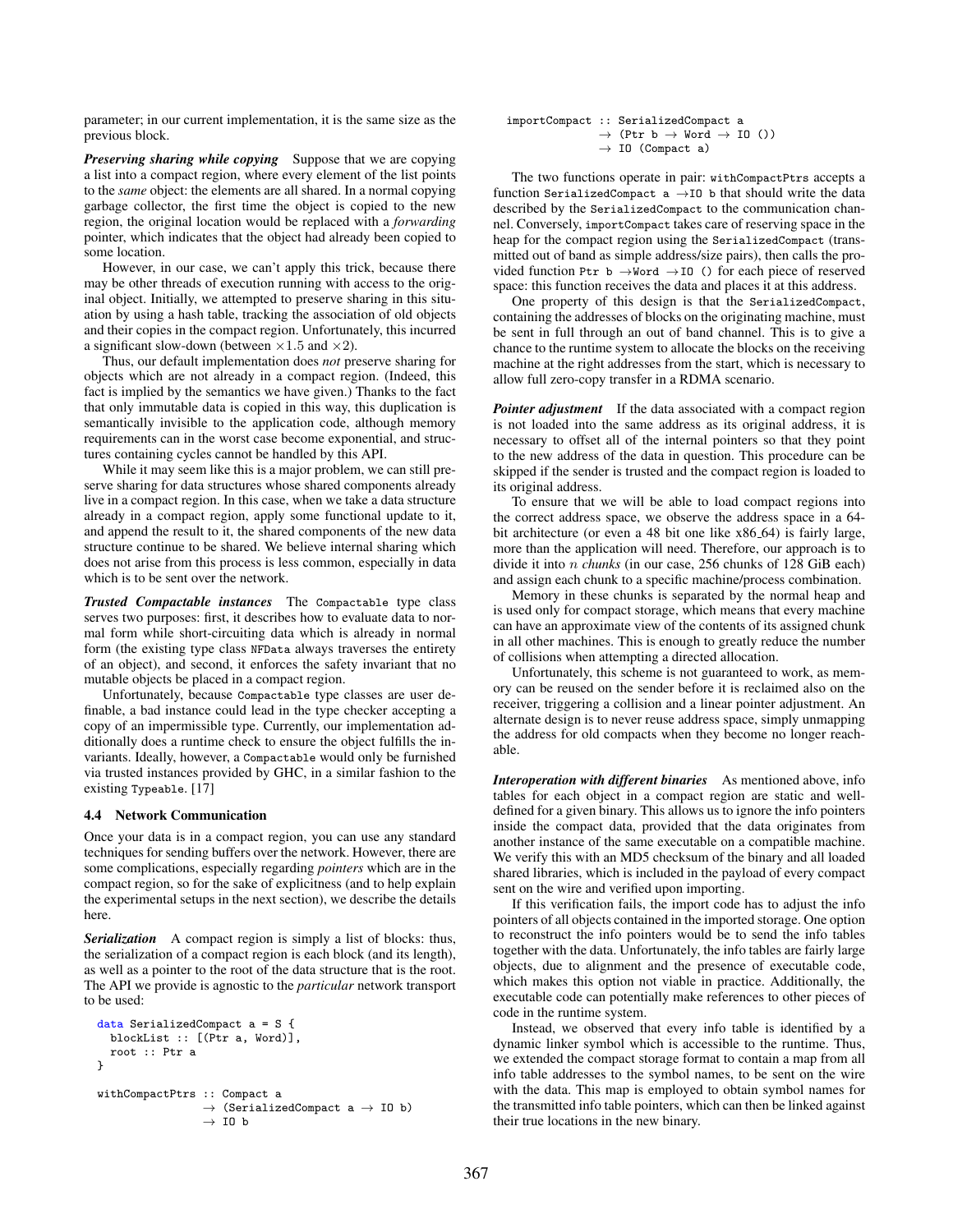parameter; in our current implementation, it is the same size as the previous block.

***Preserving sharing while copying*** Suppose that we are copying a list into a compact region, where every element of the list points to the *same* object: the elements are all shared. In a normal copying garbage collector, the first time the object is copied to the new region, the original location would be replaced with a *forwarding* pointer, which indicates that the object had already been copied to some location.

However, in our case, we can't apply this trick, because there may be other threads of execution running with access to the original object. Initially, we attempted to preserve sharing in this situation by using a hash table, tracking the association of old objects and their copies in the compact region. Unfortunately, this incurred a significant slow-down (between $\times 1.5$ and $\times 2$).

Thus, our default implementation does *not* preserve sharing for objects which are not already in a compact region. (Indeed, this fact is implied by the semantics we have given.) Thanks to the fact that only immutable data is copied in this way, this duplication is semantically invisible to the application code, although memory requirements can in the worst case become exponential, and structures containing cycles cannot be handled by this API.

While it may seem like this is a major problem, we can still preserve sharing for data structures whose shared components already live in a compact region. In this case, when we take a data structure already in a compact region, apply some functional update to it, and append the result to it, the shared components of the new data structure continue to be shared. We believe internal sharing which does not arise from this process is less common, especially in data which is to be sent over the network.

***Trusted Compactable instances*** The `Compactable` type class serves two purposes: first, it describes how to evaluate data to normal form while short-circuiting data which is already in normal form (the existing type class `NFData` always traverses the entirety of an object), and second, it enforces the safety invariant that no mutable objects be placed in a compact region.

Unfortunately, because `Compactable` type classes are user definable, a bad instance could lead in the type checker accepting a copy of an impermissible type. Currently, our implementation additionally does a runtime check to ensure the object fulfills the invariants. Ideally, however, a `Compactable` would only be furnished via trusted instances provided by GHC, in a similar fashion to the existing `Typeable`. [17]

### 4.4 Network Communication

Once your data is in a compact region, you can use any standard techniques for sending buffers over the network. However, there are some complications, especially regarding *pointers* which are in the compact region, so for the sake of explicitness (and to help explain the experimental setups in the next section), we describe the details here.

***Serialization*** A compact region is simply a list of blocks: thus, the serialization of a compact region is each block (and its length), as well as a pointer to the root of the data structure that is the root. The API we provide is agnostic to the *particular* network transport to be used:

```
data SerializedCompact a = S {
  blockList :: [(Ptr a, Word)],
  root :: Ptr a
}

withCompactPtrs :: Compact a
                → (SerializedCompact a → IO b)
                → IO b
```

```
importCompact :: SerializedCompact a
              → (Ptr b → Word → IO ())
              → IO (Compact a)
```

The two functions operate in pair: `withCompactPtrs` accepts a function `SerializedCompact a →IO b` that should write the data described by the `SerializedCompact` to the communication channel. Conversely, `importCompact` takes care of reserving space in the heap for the compact region using the `SerializedCompact` (transmitted out of band as simple address/size pairs), then calls the provided function `Ptr b →Word →IO ()` for each piece of reserved space: this function receives the data and places it at this address.

One property of this design is that the `SerializedCompact`, containing the addresses of blocks on the originating machine, must be sent in full through an out of band channel. This is to give a chance to the runtime system to allocate the blocks on the receiving machine at the right addresses from the start, which is necessary to allow full zero-copy transfer in a RDMA scenario.

***Pointer adjustment*** If the data associated with a compact region is not loaded into the same address as its original address, it is necessary to offset all of the internal pointers so that they point to the new address of the data in question. This procedure can be skipped if the sender is trusted and the compact region is loaded to its original address.

To ensure that we will be able to load compact regions into the correct address space, we observe the address space in a 64-bit architecture (or even a 48 bit one like x86_64) is fairly large, more than the application will need. Therefore, our approach is to divide it into $n$ *chunks* (in our case, 256 chunks of 128 GiB each) and assign each chunk to a specific machine/process combination.

Memory in these chunks is separated by the normal heap and is used only for compact storage, which means that every machine can have an approximate view of the contents of its assigned chunk in all other machines. This is enough to greatly reduce the number of collisions when attempting a directed allocation.

Unfortunately, this scheme is not guaranteed to work, as memory can be reused on the sender before it is reclaimed also on the receiver, triggering a collision and a linear pointer adjustment. An alternate design is to never reuse address space, simply unmapping the address for old compacts when they become no longer reachable.

***Interoperation with different binaries*** As mentioned above, info tables for each object in a compact region are static and well-defined for a given binary. This allows us to ignore the info pointers inside the compact data, provided that the data originates from another instance of the same executable on a compatible machine. We verify this with an MD5 checksum of the binary and all loaded shared libraries, which is included in the payload of every compact sent on the wire and verified upon importing.

If this verification fails, the import code has to adjust the info pointers of all objects contained in the imported storage. One option to reconstruct the info pointers would be to send the info tables together with the data. Unfortunately, the info tables are fairly large objects, due to alignment and the presence of executable code, which makes this option not viable in practice. Additionally, the executable code can potentially make references to other pieces of code in the runtime system.

Instead, we observed that every info table is identified by a dynamic linker symbol which is accessible to the runtime. Thus, we extended the compact storage format to contain a map from all info table addresses to the symbol names, to be sent on the wire with the data. This map is employed to obtain symbol names for the transmitted info table pointers, which can then be linked against their true locations in the new binary.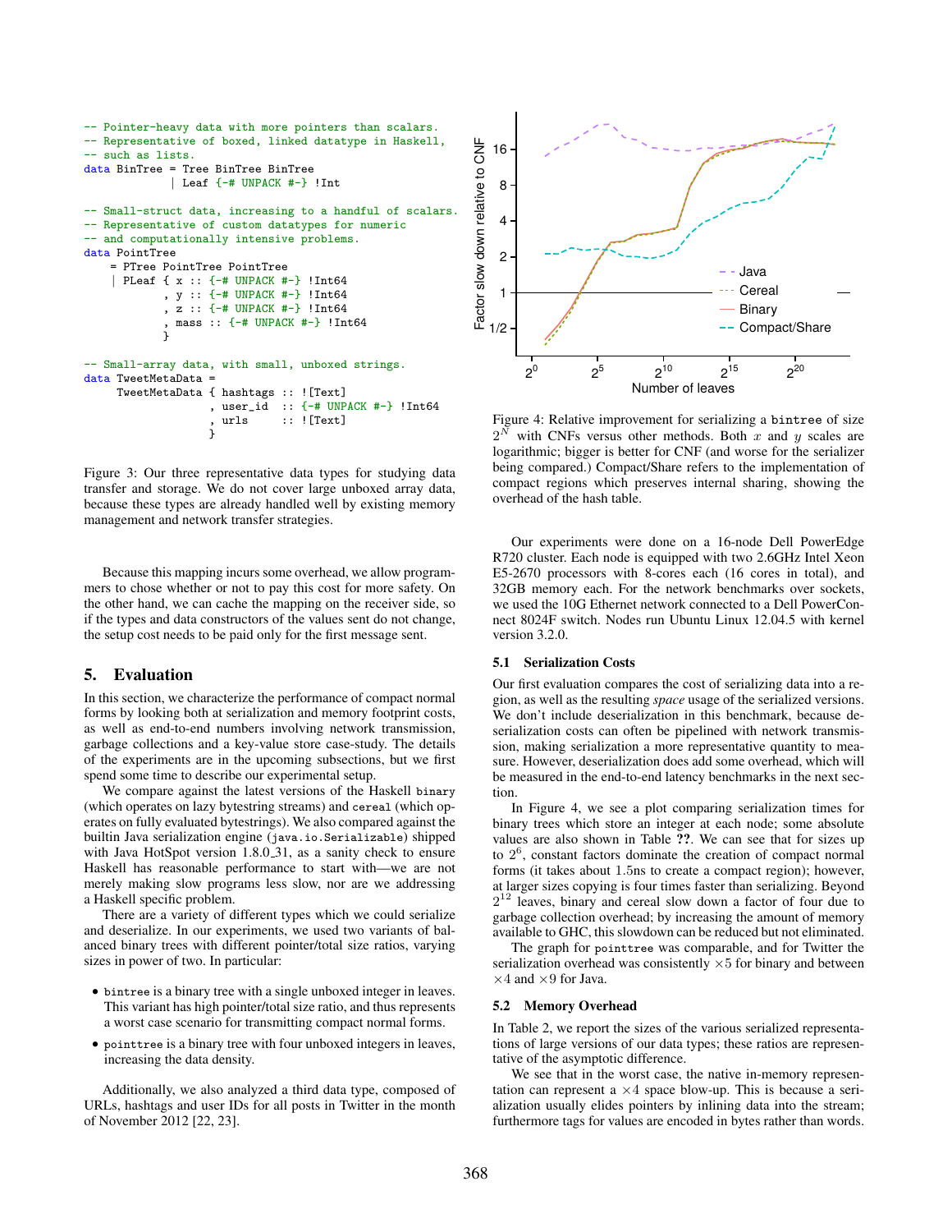```haskell
-- Pointer-heavy data with more pointers than scalars.
-- Representative of boxed, linked datatype in Haskell,
-- such as lists.
data BinTree = Tree BinTree BinTree
             | Leaf {-# UNPACK #-} !Int

-- Small-struct data, increasing to a handful of scalars.
-- Representative of custom datatypes for numeric
-- and computationally intensive problems.
data PointTree
    = PTree PointTree PointTree
    | PLeaf { x :: {-# UNPACK #-} !Int64
            , y :: {-# UNPACK #-} !Int64
            , z :: {-# UNPACK #-} !Int64
            , mass :: {-# UNPACK #-} !Int64
            }

-- Small-array data, with small, unboxed strings.
data TweetMetaData =
     TweetMetaData { hashtags :: ![Text]
                   , user_id  :: {-# UNPACK #-} !Int64
                   , urls     :: ![Text]
                   }
```

Figure 3: Our three representative data types for studying data transfer and storage. We do not cover large unboxed array data, because these types are already handled well by existing memory management and network transfer strategies.

Because this mapping incurs some overhead, we allow programmers to chose whether or not to pay this cost for more safety. On the other hand, we can cache the mapping on the receiver side, so if the types and data constructors of the values sent do not change, the setup cost needs to be paid only for the first message sent.

## 5. Evaluation

In this section, we characterize the performance of compact normal forms by looking both at serialization and memory footprint costs, as well as end-to-end numbers involving network transmission, garbage collections and a key-value store case-study. The details of the experiments are in the upcoming subsections, but we first spend some time to describe our experimental setup.

We compare against the latest versions of the Haskell `binary` (which operates on lazy bytestring streams) and `cereal` (which operates on fully evaluated bytestrings). We also compared against the builtin Java serialization engine (`java.io.Serializable`) shipped with Java HotSpot version 1.8.0_31, as a sanity check to ensure Haskell has reasonable performance to start with—we are not merely making slow programs less slow, nor are we addressing a Haskell specific problem.

There are a variety of different types which we could serialize and deserialize. In our experiments, we used two variants of balanced binary trees with different pointer/total size ratios, varying sizes in power of two. In particular:

- `bintree` is a binary tree with a single unboxed integer in leaves. This variant has high pointer/total size ratio, and thus represents a worst case scenario for transmitting compact normal forms.
- `pointtree` is a binary tree with four unboxed integers in leaves, increasing the data density.

Additionally, we also analyzed a third data type, composed of URLs, hashtags and user IDs for all posts in Twitter in the month of November 2012 [22, 23].

Figure 4: Relative improvement for serializing a `bintree` of size $2^N$ with CNFs versus other methods. Both $x$ and $y$ scales are logarithmic; bigger is better for CNF (and worse for the serializer being compared.) Compact/Share refers to the implementation of compact regions which preserves internal sharing, showing the overhead of the hash table.

Our experiments were done on a 16-node Dell PowerEdge R720 cluster. Each node is equipped with two 2.6GHz Intel Xeon E5-2670 processors with 8-cores each (16 cores in total), and 32GB memory each. For the network benchmarks over sockets, we used the 10G Ethernet network connected to a Dell PowerConnect 8024F switch. Nodes run Ubuntu Linux 12.04.5 with kernel version 3.2.0.

### 5.1 Serialization Costs

Our first evaluation compares the cost of serializing data into a region, as well as the resulting *space* usage of the serialized versions. We don't include deserialization in this benchmark, because deserialization costs can often be pipelined with network transmission, making serialization a more representative quantity to measure. However, deserialization does add some overhead, which will be measured in the end-to-end latency benchmarks in the next section.

In Figure 4, we see a plot comparing serialization times for binary trees which store an integer at each node; some absolute values are also shown in Table **??**. We can see that for sizes up to $2^6$, constant factors dominate the creation of compact normal forms (it takes about 1.5ns to create a compact region); however, at larger sizes copying is four times faster than serializing. Beyond $2^{12}$ leaves, binary and cereal slow down a factor of four due to garbage collection overhead; by increasing the amount of memory available to GHC, this slowdown can be reduced but not eliminated.

The graph for `pointtree` was comparable, and for Twitter the serialization overhead was consistently $\times 5$ for binary and between $\times 4$ and $\times 9$ for Java.

### 5.2 Memory Overhead

In Table 2, we report the sizes of the various serialized representations of large versions of our data types; these ratios are representative of the asymptotic difference.

We see that in the worst case, the native in-memory representation can represent a $\times 4$ space blow-up. This is because a serialization usually elides pointers by inlining data into the stream; furthermore tags for values are encoded in bytes rather than words.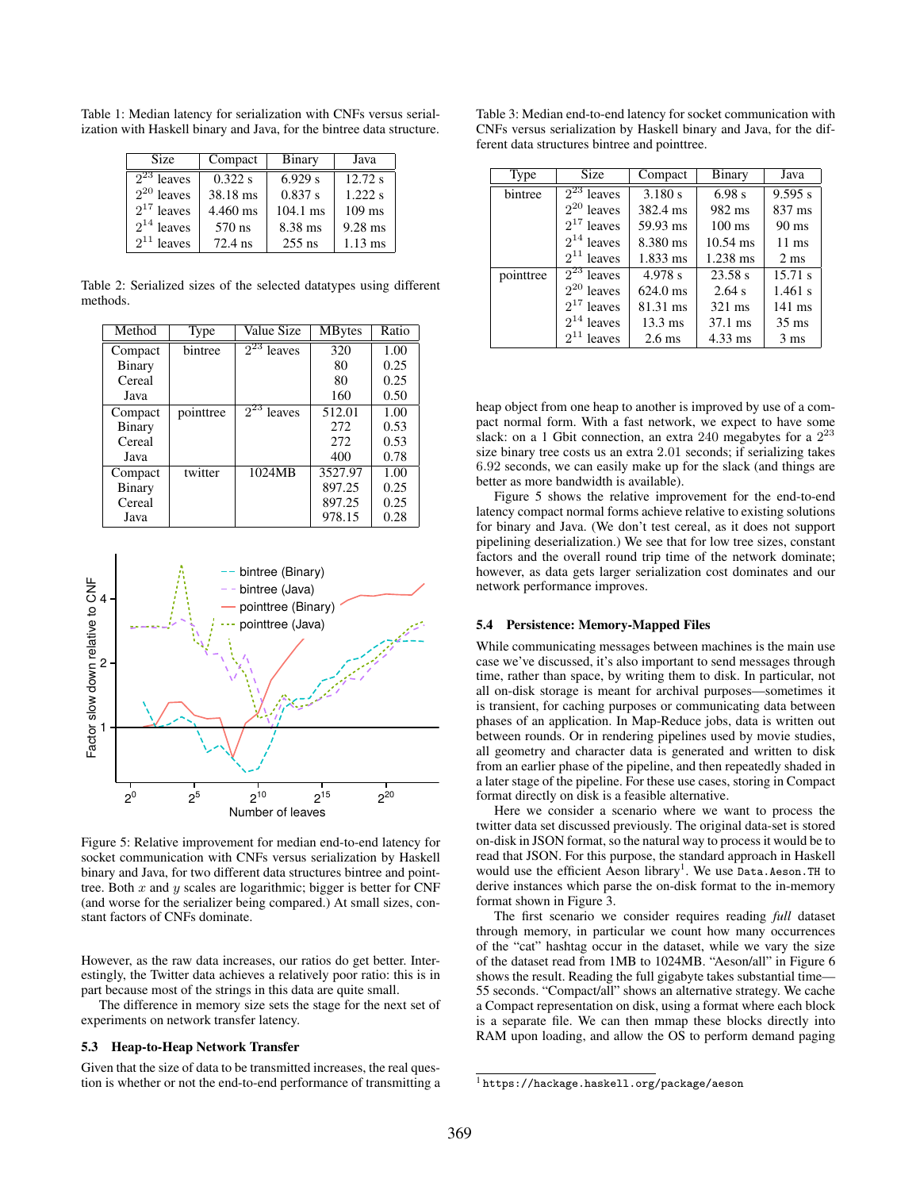Table 1: Median latency for serialization with CNFs versus serialization with Haskell binary and Java, for the bintree data structure.

| Size | Compact | Binary | Java |
|---|---|---|---|
| $2^{23}$ leaves | 0.322 s | 6.929 s | 12.72 s |
| $2^{20}$ leaves | 38.18 ms | 0.837 s | 1.222 s |
| $2^{17}$ leaves | 4.460 ms | 104.1 ms | 109 ms |
| $2^{14}$ leaves | 570 ns | 8.38 ms | 9.28 ms |
| $2^{11}$ leaves | 72.4 ns | 255 ns | 1.13 ms |

Table 2: Serialized sizes of the selected datatypes using different methods.

| Method | Type | Value Size | MBytes | Ratio |
|---|---|---|---|---|
| Compact | bintree | $2^{23}$ leaves | 320 | 1.00 |
| Binary | | | 80 | 0.25 |
| Cereal | | | 80 | 0.25 |
| Java | | | 160 | 0.50 |
| Compact | pointtree | $2^{23}$ leaves | 512.01 | 1.00 |
| Binary | | | 272 | 0.53 |
| Cereal | | | 272 | 0.53 |
| Java | | | 400 | 0.78 |
| Compact | twitter | 1024MB | 3527.97 | 1.00 |
| Binary | | | 897.25 | 0.25 |
| Cereal | | | 897.25 | 0.25 |
| Java | | | 978.15 | 0.28 |

Figure 5: Relative improvement for median end-to-end latency for socket communication with CNFs versus serialization by Haskell binary and Java, for two different data structures bintree and pointtree. Both $x$ and $y$ scales are logarithmic; bigger is better for CNF (and worse for the serializer being compared.) At small sizes, constant factors of CNFs dominate.

However, as the raw data increases, our ratios do get better. Interestingly, the Twitter data achieves a relatively poor ratio: this is in part because most of the strings in this data are quite small.

The difference in memory size sets the stage for the next set of experiments on network transfer latency.

### 5.3 Heap-to-Heap Network Transfer

Given that the size of data to be transmitted increases, the real question is whether or not the end-to-end performance of transmitting a heap object from one heap to another is improved by use of a compact normal form. With a fast network, we expect to have some slack: on a 1 Gbit connection, an extra 240 megabytes for a $2^{23}$ size binary tree costs us an extra 2.01 seconds; if serializing takes 6.92 seconds, we can easily make up for the slack (and things are better as more bandwidth is available).

Figure 5 shows the relative improvement for the end-to-end latency compact normal forms achieve relative to existing solutions for binary and Java. (We don't test cereal, as it does not support pipelining deserialization.) We see that for low tree sizes, constant factors and the overall round trip time of the network dominate; however, as data gets larger serialization cost dominates and our network performance improves.

Table 3: Median end-to-end latency for socket communication with CNFs versus serialization by Haskell binary and Java, for the different data structures bintree and pointtree.

| Type | Size | Compact | Binary | Java |
|---|---|---|---|---|
| bintree | $2^{23}$ leaves | 3.180 s | 6.98 s | 9.595 s |
| | $2^{20}$ leaves | 382.4 ms | 982 ms | 837 ms |
| | $2^{17}$ leaves | 59.93 ms | 100 ms | 90 ms |
| | $2^{14}$ leaves | 8.380 ms | 10.54 ms | 11 ms |
| | $2^{11}$ leaves | 1.833 ms | 1.238 ms | 2 ms |
| pointtree | $2^{23}$ leaves | 4.978 s | 23.58 s | 15.71 s |
| | $2^{20}$ leaves | 624.0 ms | 2.64 s | 1.461 s |
| | $2^{17}$ leaves | 81.31 ms | 321 ms | 141 ms |
| | $2^{14}$ leaves | 13.3 ms | 37.1 ms | 35 ms |
| | $2^{11}$ leaves | 2.6 ms | 4.33 ms | 3 ms |

### 5.4 Persistence: Memory-Mapped Files

While communicating messages between machines is the main use case we've discussed, it's also important to send messages through time, rather than space, by writing them to disk. In particular, not all on-disk storage is meant for archival purposes—sometimes it is transient, for caching purposes or communicating data between phases of an application. In Map-Reduce jobs, data is written out between rounds. Or in rendering pipelines used by movie studies, all geometry and character data is generated and written to disk from an earlier phase of the pipeline, and then repeatedly shaded in a later stage of the pipeline. For these use cases, storing in Compact format directly on disk is a feasible alternative.

Here we consider a scenario where we want to process the twitter data set discussed previously. The original data-set is stored on-disk in JSON format, so the natural way to process it would be to read that JSON. For this purpose, the standard approach in Haskell would use the efficient Aeson library[1]. We use `Data.Aeson.TH` to derive instances which parse the on-disk format to the in-memory format shown in Figure 3.

The first scenario we consider requires reading *full* dataset through memory, in particular we count how many occurrences of the "cat" hashtag occur in the dataset, while we vary the size of the dataset read from 1MB to 1024MB. "Aeson/all" in Figure 6 shows the result. Reading the full gigabyte takes substantial time—55 seconds. "Compact/all" shows an alternative strategy. We cache a Compact representation on disk, using a format where each block is a separate file. We can then mmap these blocks directly into RAM upon loading, and allow the OS to perform demand paging

[1] `https://hackage.haskell.org/package/aeson`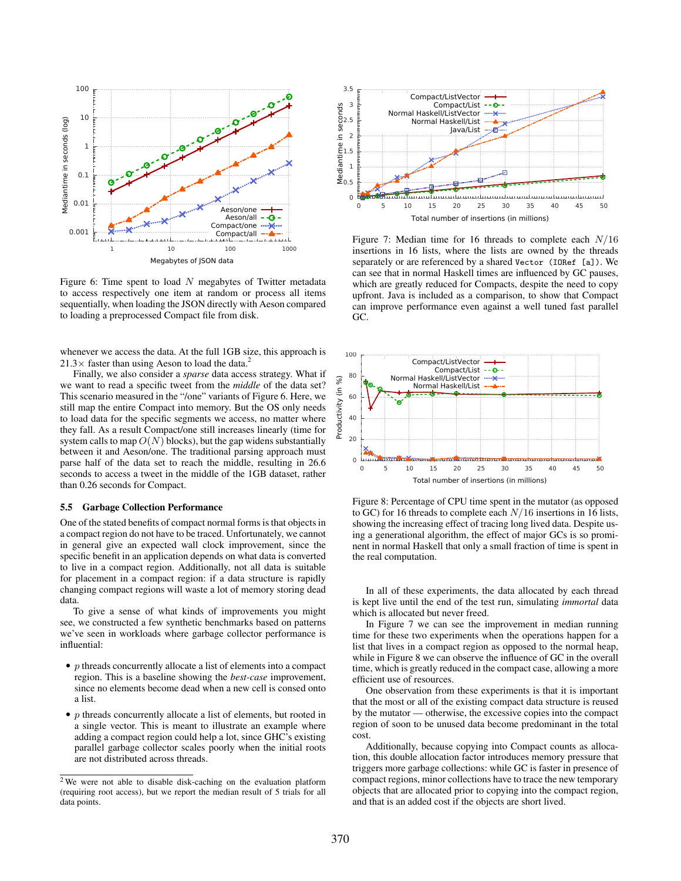Figure 6: Time spent to load $N$ megabytes of Twitter metadata to access respectively one item at random or process all items sequentially, when loading the JSON directly with Aeson compared to loading a preprocessed Compact file from disk.

whenever we access the data. At the full 1GB size, this approach is 21.3× faster than using Aeson to load the data.[2]

Finally, we also consider a *sparse* data access strategy. What if we want to read a specific tweet from the *middle* of the data set? This scenario measured in the "/one" variants of Figure 6. Here, we still map the entire Compact into memory. But the OS only needs to load data for the specific segments we access, no matter where they fall. As a result Compact/one still increases linearly (time for system calls to map $O(N)$ blocks), but the gap widens substantially between it and Aeson/one. The traditional parsing approach must parse half of the data set to reach the middle, resulting in 26.6 seconds to access a tweet in the middle of the 1GB dataset, rather than 0.26 seconds for Compact.

### 5.5 Garbage Collection Performance

One of the stated benefits of compact normal forms is that objects in a compact region do not have to be traced. Unfortunately, we cannot in general give an expected wall clock improvement, since the specific benefit in an application depends on what data is converted to live in a compact region. Additionally, not all data is suitable for placement in a compact region: if a data structure is rapidly changing compact regions will waste a lot of memory storing dead data.

To give a sense of what kinds of improvements you might see, we constructed a few synthetic benchmarks based on patterns we've seen in workloads where garbage collector performance is influential:

- $p$ threads concurrently allocate a list of elements into a compact region. This is a baseline showing the *best-case* improvement, since no elements become dead when a new cell is consed onto a list.
- $p$ threads concurrently allocate a list of elements, but rooted in a single vector. This is meant to illustrate an example where adding a compact region could help a lot, since GHC's existing parallel garbage collector scales poorly when the initial roots are not distributed across threads.

[2] We were not able to disable disk-caching on the evaluation platform (requiring root access), but we report the median result of 5 trials for all data points.

Figure 7: Median time for 16 threads to complete each $N/16$ insertions in 16 lists, where the lists are owned by the threads separately or are referenced by a shared `Vector (IORef [a])`. We can see that in normal Haskell times are influenced by GC pauses, which are greatly reduced for Compacts, despite the need to copy upfront. Java is included as a comparison, to show that Compact can improve performance even against a well tuned fast parallel GC.

Figure 8: Percentage of CPU time spent in the mutator (as opposed to GC) for 16 threads to complete each $N/16$ insertions in 16 lists, showing the increasing effect of tracing long lived data. Despite using a generational algorithm, the effect of major GCs is so prominent in normal Haskell that only a small fraction of time is spent in the real computation.

In all of these experiments, the data allocated by each thread is kept live until the end of the test run, simulating *immortal* data which is allocated but never freed.

In Figure 7 we can see the improvement in median running time for these two experiments when the operations happen for a list that lives in a compact region as opposed to the normal heap, while in Figure 8 we can observe the influence of GC in the overall time, which is greatly reduced in the compact case, allowing a more efficient use of resources.

One observation from these experiments is that it is important that the most or all of the existing compact data structure is reused by the mutator — otherwise, the excessive copies into the compact region of soon to be unused data become predominant in the total cost.

Additionally, because copying into Compact counts as allocation, this double allocation factor introduces memory pressure that triggers more garbage collections: while GC is faster in presence of compact regions, minor collections have to trace the new temporary objects that are allocated prior to copying into the compact region, and that is an added cost if the objects are short lived.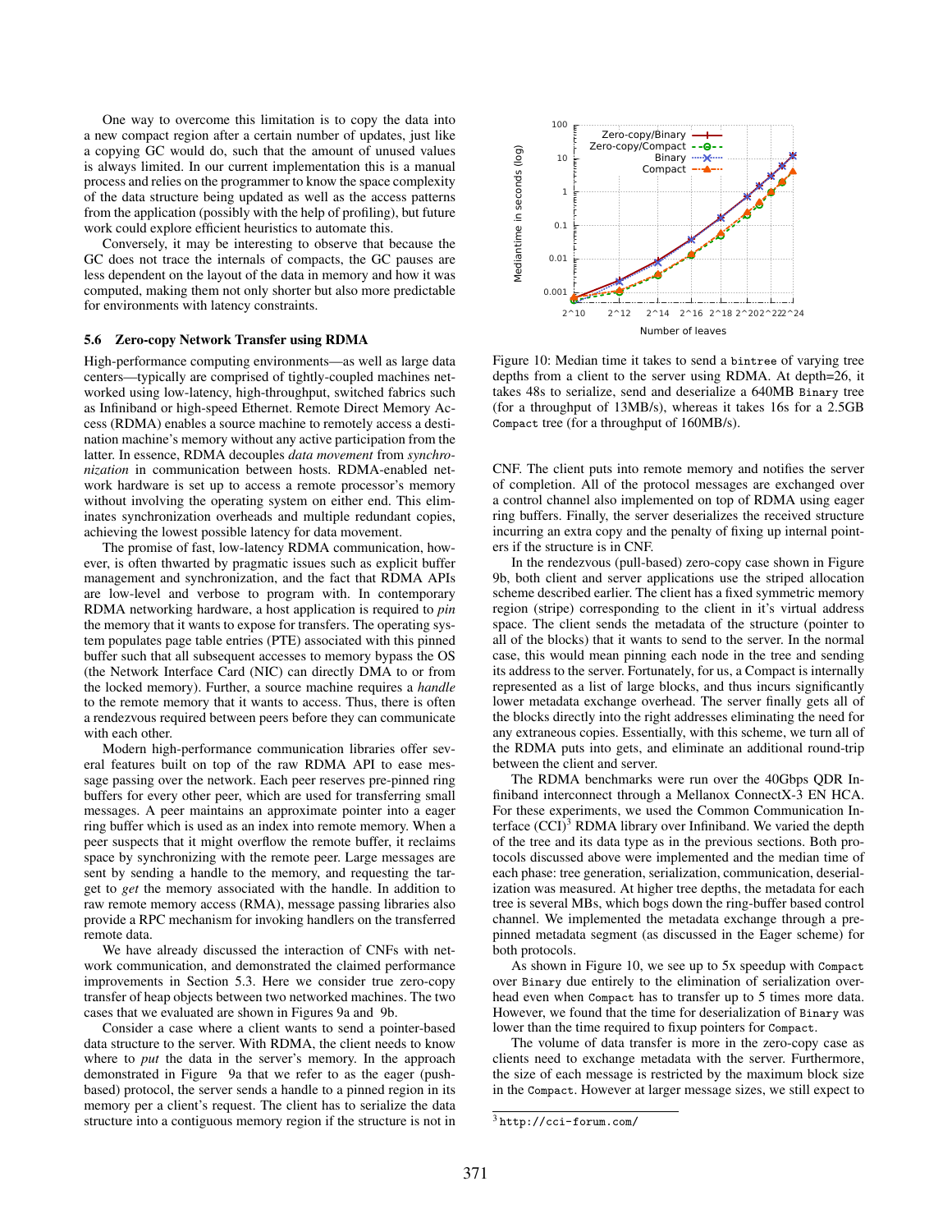One way to overcome this limitation is to copy the data into a new compact region after a certain number of updates, just like a copying GC would do, such that the amount of unused values is always limited. In our current implementation this is a manual process and relies on the programmer to know the space complexity of the data structure being updated as well as the access patterns from the application (possibly with the help of profiling), but future work could explore efficient heuristics to automate this.

Conversely, it may be interesting to observe that because the GC does not trace the internals of compacts, the GC pauses are less dependent on the layout of the data in memory and how it was computed, making them not only shorter but also more predictable for environments with latency constraints.

### 5.6 Zero-copy Network Transfer using RDMA

High-performance computing environments—as well as large data centers—typically are comprised of tightly-coupled machines networked using low-latency, high-throughput, switched fabrics such as Infiniband or high-speed Ethernet. Remote Direct Memory Access (RDMA) enables a source machine to remotely access a destination machine's memory without any active participation from the latter. In essence, RDMA decouples *data movement* from *synchronization* in communication between hosts. RDMA-enabled network hardware is set up to access a remote processor's memory without involving the operating system on either end. This eliminates synchronization overheads and multiple redundant copies, achieving the lowest possible latency for data movement.

The promise of fast, low-latency RDMA communication, however, is often thwarted by pragmatic issues such as explicit buffer management and synchronization, and the fact that RDMA APIs are low-level and verbose to program with. In contemporary RDMA networking hardware, a host application is required to *pin* the memory that it wants to expose for transfers. The operating system populates page table entries (PTE) associated with this pinned buffer such that all subsequent accesses to memory bypass the OS (the Network Interface Card (NIC) can directly DMA to or from the locked memory). Further, a source machine requires a *handle* to the remote memory that it wants to access. Thus, there is often a rendezvous required between peers before they can communicate with each other.

Modern high-performance communication libraries offer several features built on top of the raw RDMA API to ease message passing over the network. Each peer reserves pre-pinned ring buffers for every other peer, which are used for transferring small messages. A peer maintains an approximate pointer into a eager ring buffer which is used as an index into remote memory. When a peer suspects that it might overflow the remote buffer, it reclaims space by synchronizing with the remote peer. Large messages are sent by sending a handle to the memory, and requesting the target to *get* the memory associated with the handle. In addition to raw remote memory access (RMA), message passing libraries also provide a RPC mechanism for invoking handlers on the transferred remote data.

We have already discussed the interaction of CNFs with network communication, and demonstrated the claimed performance improvements in Section 5.3. Here we consider true zero-copy transfer of heap objects between two networked machines. The two cases that we evaluated are shown in Figures 9a and 9b.

Consider a case where a client wants to send a pointer-based data structure to the server. With RDMA, the client needs to know where to *put* the data in the server's memory. In the approach demonstrated in Figure 9a that we refer to as the eager (push-based) protocol, the server sends a handle to a pinned region in its memory per a client's request. The client has to serialize the data structure into a contiguous memory region if the structure is not in CNF. The client puts into remote memory and notifies the server of completion. All of the protocol messages are exchanged over a control channel also implemented on top of RDMA using eager ring buffers. Finally, the server deserializes the received structure incurring an extra copy and the penalty of fixing up internal pointers if the structure is in CNF.

Figure 10: Median time it takes to send a `bintree` of varying tree depths from a client to the server using RDMA. At depth=26, it takes 48s to serialize, send and deserialize a 640MB `Binary` tree (for a throughput of 13MB/s), whereas it takes 16s for a 2.5GB `Compact` tree (for a throughput of 160MB/s).

In the rendezvous (pull-based) zero-copy case shown in Figure 9b, both client and server applications use the striped allocation scheme described earlier. The client has a fixed symmetric memory region (stripe) corresponding to the client in it's virtual address space. The client sends the metadata of the structure (pointer to all of the blocks) that it wants to send to the server. In the normal case, this would mean pinning each node in the tree and sending its address to the server. Fortunately, for us, a Compact is internally represented as a list of large blocks, and thus incurs significantly lower metadata exchange overhead. The server finally gets all of the blocks directly into the right addresses eliminating the need for any extraneous copies. Essentially, with this scheme, we turn all of the RDMA puts into gets, and eliminate an additional round-trip between the client and server.

The RDMA benchmarks were run over the 40Gbps QDR Infiniband interconnect through a Mellanox ConnectX-3 EN HCA. For these experiments, we used the Common Communication Interface (CCI)[3] RDMA library over Infiniband. We varied the depth of the tree and its data type as in the previous sections. Both protocols discussed above were implemented and the median time of each phase: tree generation, serialization, communication, deserialization was measured. At higher tree depths, the metadata for each tree is several MBs, which bogs down the ring-buffer based control channel. We implemented the metadata exchange through a pre-pinned metadata segment (as discussed in the Eager scheme) for both protocols.

As shown in Figure 10, we see up to 5x speedup with `Compact` over `Binary` due entirely to the elimination of serialization overhead even when `Compact` has to transfer up to 5 times more data. However, we found that the time for deserialization of `Binary` was lower than the time required to fixup pointers for `Compact`.

The volume of data transfer is more in the zero-copy case as clients need to exchange metadata with the server. Furthermore, the size of each message is restricted by the maximum block size in the `Compact`. However at larger message sizes, we still expect to

[3] http://cci-forum.com/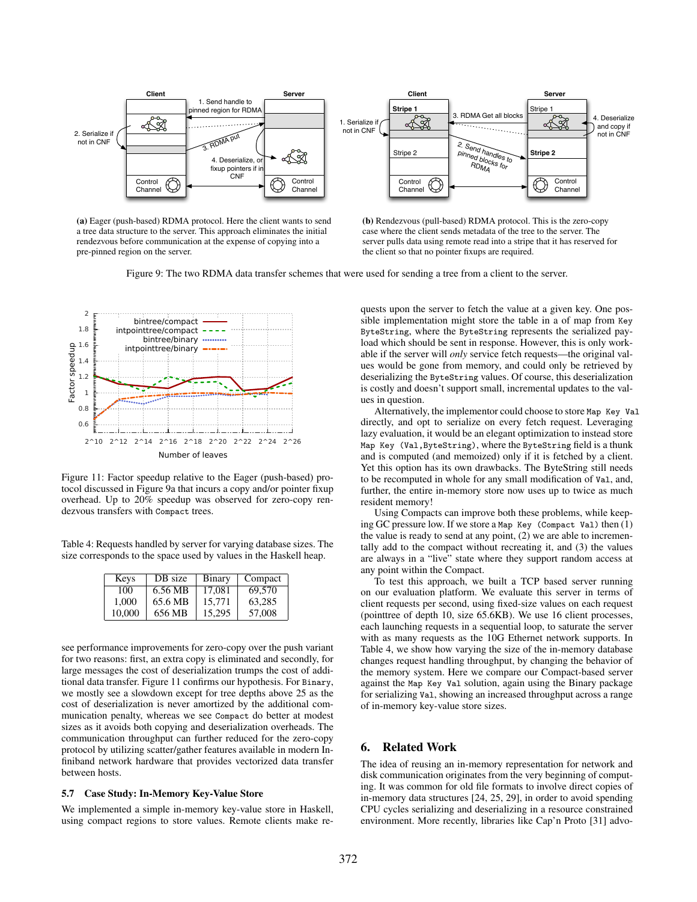(a) Eager (push-based) RDMA protocol. Here the client wants to send a tree data structure to the server. This approach eliminates the initial rendezvous before communication at the expense of copying into a pre-pinned region on the server.

(b) Rendezvous (pull-based) RDMA protocol. This is the zero-copy case where the client sends metadata of the tree to the server. The server pulls data using remote read into a stripe that it has reserved for the client so that no pointer fixups are required.

Figure 9: The two RDMA data transfer schemes that were used for sending a tree from a client to the server.

Figure 11: Factor speedup relative to the Eager (push-based) protocol discussed in Figure 9a that incurs a copy and/or pointer fixup overhead. Up to 20% speedup was observed for zero-copy rendezvous transfers with `Compact` trees.

Table 4: Requests handled by server for varying database sizes. The size corresponds to the space used by values in the Haskell heap.

| Keys | DB size | Binary | Compact |
|---|---|---|---|
| 100 | 6.56 MB | 17,081 | 69,570 |
| 1,000 | 65.6 MB | 15,771 | 63,285 |
| 10,000 | 656 MB | 15,295 | 57,008 |

see performance improvements for zero-copy over the push variant for two reasons: first, an extra copy is eliminated and secondly, for large messages the cost of deserialization trumps the cost of additional data transfer. Figure 11 confirms our hypothesis. For `Binary`, we mostly see a slowdown except for tree depths above 25 as the cost of deserialization is never amortized by the additional communication penalty, whereas we see `Compact` do better at modest sizes as it avoids both copying and deserialization overheads. The communication throughput can further reduced for the zero-copy protocol by utilizing scatter/gather features available in modern Infiniband network hardware that provides vectorized data transfer between hosts.

### 5.7 Case Study: In-Memory Key-Value Store

We implemented a simple in-memory key-value store in Haskell, using compact regions to store values. Remote clients make requests upon the server to fetch the value at a given key. One possible implementation might store the table in a of map from `Key` `ByteString`, where the `ByteString` represents the serialized payload which should be sent in response. However, this is only workable if the server will *only* service fetch requests—the original values would be gone from memory, and could only be retrieved by deserializing the `ByteString` values. Of course, this deserialization is costly and doesn't support small, incremental updates to the values in question.

Alternatively, the implementor could choose to store `Map Key Val` directly, and opt to serialize on every fetch request. Leveraging lazy evaluation, it would be an elegant optimization to instead store `Map Key (Val,ByteString)`, where the `ByteString` field is a thunk and is computed (and memoized) only if it is fetched by a client. Yet this option has its own drawbacks. The ByteString still needs to be recomputed in whole for any small modification of `Val`, and, further, the entire in-memory store now uses up to twice as much resident memory!

Using Compacts can improve both these problems, while keeping GC pressure low. If we store a `Map Key (Compact Val)` then (1) the value is ready to send at any point, (2) we are able to incrementally add to the compact without recreating it, and (3) the values are always in a "live" state where they support random access at any point within the Compact.

To test this approach, we built a TCP based server running on our evaluation platform. We evaluate this server in terms of client requests per second, using fixed-size values on each request (pointtree of depth 10, size 65.6KB). We use 16 client processes, each launching requests in a sequential loop, to saturate the server with as many requests as the 10G Ethernet network supports. In Table 4, we show how varying the size of the in-memory database changes request handling throughput, by changing the behavior of the memory system. Here we compare our Compact-based server against the `Map Key Val` solution, again using the Binary package for serializing `Val`, showing an increased throughput across a range of in-memory key-value store sizes.

## 6. Related Work

The idea of reusing an in-memory representation for network and disk communication originates from the very beginning of computing. It was common for old file formats to involve direct copies of in-memory data structures [24, 25, 29], in order to avoid spending CPU cycles serializing and deserializing in a resource constrained environment. More recently, libraries like Cap'n Proto [31] advo-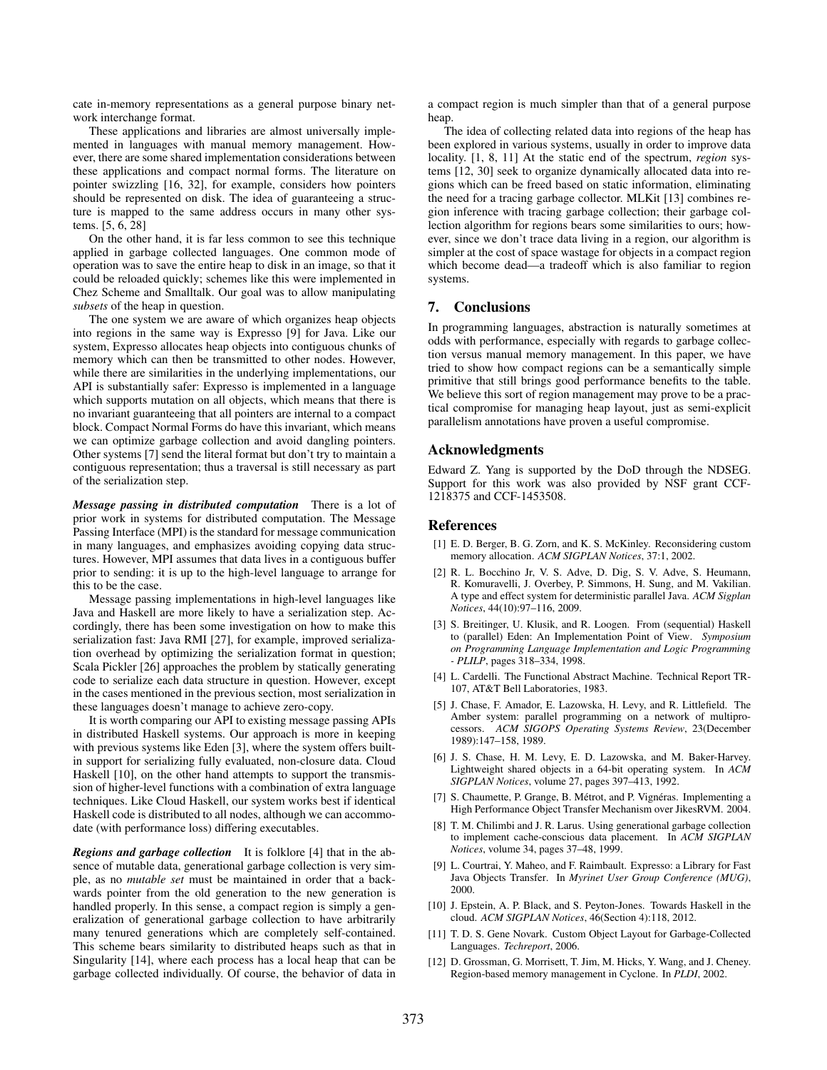cate in-memory representations as a general purpose binary network interchange format.

These applications and libraries are almost universally implemented in languages with manual memory management. However, there are some shared implementation considerations between these applications and compact normal forms. The literature on pointer swizzling [16, 32], for example, considers how pointers should be represented on disk. The idea of guaranteeing a structure is mapped to the same address occurs in many other systems. [5, 6, 28]

On the other hand, it is far less common to see this technique applied in garbage collected languages. One common mode of operation was to save the entire heap to disk in an image, so that it could be reloaded quickly; schemes like this were implemented in Chez Scheme and Smalltalk. Our goal was to allow manipulating *subsets* of the heap in question.

The one system we are aware of which organizes heap objects into regions in the same way is Expresso [9] for Java. Like our system, Expresso allocates heap objects into contiguous chunks of memory which can then be transmitted to other nodes. However, while there are similarities in the underlying implementations, our API is substantially safer: Expresso is implemented in a language which supports mutation on all objects, which means that there is no invariant guaranteeing that all pointers are internal to a compact block. Compact Normal Forms do have this invariant, which means we can optimize garbage collection and avoid dangling pointers. Other systems [7] send the literal format but don't try to maintain a contiguous representation; thus a traversal is still necessary as part of the serialization step.

***Message passing in distributed computation*** There is a lot of prior work in systems for distributed computation. The Message Passing Interface (MPI) is the standard for message communication in many languages, and emphasizes avoiding copying data structures. However, MPI assumes that data lives in a contiguous buffer prior to sending: it is up to the high-level language to arrange for this to be the case.

Message passing implementations in high-level languages like Java and Haskell are more likely to have a serialization step. Accordingly, there has been some investigation on how to make this serialization fast: Java RMI [27], for example, improved serialization overhead by optimizing the serialization format in question; Scala Pickler [26] approaches the problem by statically generating code to serialize each data structure in question. However, except in the cases mentioned in the previous section, most serialization in these languages doesn't manage to achieve zero-copy.

It is worth comparing our API to existing message passing APIs in distributed Haskell systems. Our approach is more in keeping with previous systems like Eden [3], where the system offers builtin support for serializing fully evaluated, non-closure data. Cloud Haskell [10], on the other hand attempts to support the transmission of higher-level functions with a combination of extra language techniques. Like Cloud Haskell, our system works best if identical Haskell code is distributed to all nodes, although we can accommodate (with performance loss) differing executables.

***Regions and garbage collection*** It is folklore [4] that in the absence of mutable data, generational garbage collection is very simple, as no *mutable set* must be maintained in order that a backwards pointer from the old generation to the new generation is handled properly. In this sense, a compact region is simply a generalization of generational garbage collection to have arbitrarily many tenured generations which are completely self-contained. This scheme bears similarity to distributed heaps such as that in Singularity [14], where each process has a local heap that can be garbage collected individually. Of course, the behavior of data in a compact region is much simpler than that of a general purpose heap.

The idea of collecting related data into regions of the heap has been explored in various systems, usually in order to improve data locality. [1, 8, 11] At the static end of the spectrum, *region* systems [12, 30] seek to organize dynamically allocated data into regions which can be freed based on static information, eliminating the need for a tracing garbage collector. MLKit [13] combines region inference with tracing garbage collection; their garbage collection algorithm for regions bears some similarities to ours; however, since we don't trace data living in a region, our algorithm is simpler at the cost of space wastage for objects in a compact region which become dead—a tradeoff which is also familiar to region systems.

## 7. Conclusions

In programming languages, abstraction is naturally sometimes at odds with performance, especially with regards to garbage collection versus manual memory management. In this paper, we have tried to show how compact regions can be a semantically simple primitive that still brings good performance benefits to the table. We believe this sort of region management may prove to be a practical compromise for managing heap layout, just as semi-explicit parallelism annotations have proven a useful compromise.

## Acknowledgments

Edward Z. Yang is supported by the DoD through the NDSEG. Support for this work was also provided by NSF grant CCF-1218375 and CCF-1453508.

## References

[1] E. D. Berger, B. G. Zorn, and K. S. McKinley. Reconsidering custom memory allocation. *ACM SIGPLAN Notices*, 37:1, 2002.

[2] R. L. Bocchino Jr, V. S. Adve, D. Dig, S. V. Adve, S. Heumann, R. Komuravelli, J. Overbey, P. Simmons, H. Sung, and M. Vakilian. A type and effect system for deterministic parallel Java. *ACM Sigplan Notices*, 44(10):97–116, 2009.

[3] S. Breitinger, U. Klusik, and R. Loogen. From (sequential) Haskell to (parallel) Eden: An Implementation Point of View. *Symposium on Programming Language Implementation and Logic Programming - PLILP*, pages 318–334, 1998.

[4] L. Cardelli. The Functional Abstract Machine. Technical Report TR-107, AT&T Bell Laboratories, 1983.

[5] J. Chase, F. Amador, E. Lazowska, H. Levy, and R. Littlefield. The Amber system: parallel programming on a network of multiprocessors. *ACM SIGOPS Operating Systems Review*, 23(December 1989):147–158, 1989.

[6] J. S. Chase, H. M. Levy, E. D. Lazowska, and M. Baker-Harvey. Lightweight shared objects in a 64-bit operating system. In *ACM SIGPLAN Notices*, volume 27, pages 397–413, 1992.

[7] S. Chaumette, P. Grange, B. Métrot, and P. Vignéras. Implementing a High Performance Object Transfer Mechanism over JikesRVM. 2004.

[8] T. M. Chilimbi and J. R. Larus. Using generational garbage collection to implement cache-conscious data placement. In *ACM SIGPLAN Notices*, volume 34, pages 37–48, 1999.

[9] L. Courtrai, Y. Maheo, and F. Raimbault. Expresso: a Library for Fast Java Objects Transfer. In *Myrinet User Group Conference (MUG)*, 2000.

[10] J. Epstein, A. P. Black, and S. Peyton-Jones. Towards Haskell in the cloud. *ACM SIGPLAN Notices*, 46(Section 4):118, 2012.

[11] T. D. S. Gene Novark. Custom Object Layout for Garbage-Collected Languages. *Techreport*, 2006.

[12] D. Grossman, G. Morrisett, T. Jim, M. Hicks, Y. Wang, and J. Cheney. Region-based memory management in Cyclone. In *PLDI*, 2002.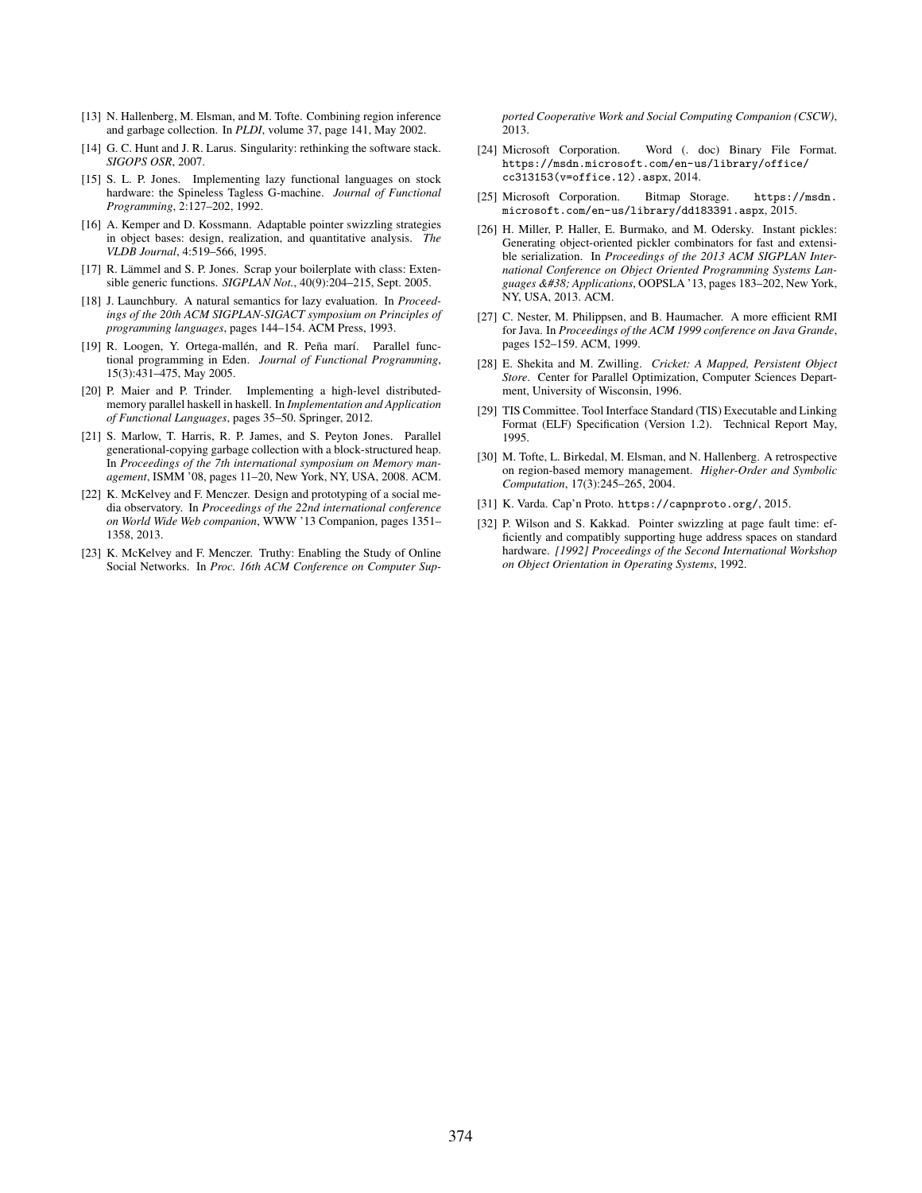[13] N. Hallenberg, M. Elsman, and M. Tofte. Combining region inference and garbage collection. In *PLDI*, volume 37, page 141, May 2002.

[14] G. C. Hunt and J. R. Larus. Singularity: rethinking the software stack. *SIGOPS OSR*, 2007.

[15] S. L. P. Jones. Implementing lazy functional languages on stock hardware: the Spineless Tagless G-machine. *Journal of Functional Programming*, 2:127–202, 1992.

[16] A. Kemper and D. Kossmann. Adaptable pointer swizzling strategies in object bases: design, realization, and quantitative analysis. *The VLDB Journal*, 4:519–566, 1995.

[17] R. Lämmel and S. P. Jones. Scrap your boilerplate with class: Extensible generic functions. *SIGPLAN Not.*, 40(9):204–215, Sept. 2005.

[18] J. Launchbury. A natural semantics for lazy evaluation. In *Proceedings of the 20th ACM SIGPLAN-SIGACT symposium on Principles of programming languages*, pages 144–154. ACM Press, 1993.

[19] R. Loogen, Y. Ortega-mallén, and R. Peña marí. Parallel functional programming in Eden. *Journal of Functional Programming*, 15(3):431–475, May 2005.

[20] P. Maier and P. Trinder. Implementing a high-level distributed-memory parallel haskell in haskell. In *Implementation and Application of Functional Languages*, pages 35–50. Springer, 2012.

[21] S. Marlow, T. Harris, R. P. James, and S. Peyton Jones. Parallel generational-copying garbage collection with a block-structured heap. In *Proceedings of the 7th international symposium on Memory management*, ISMM '08, pages 11–20, New York, NY, USA, 2008. ACM.

[22] K. McKelvey and F. Menczer. Design and prototyping of a social media observatory. In *Proceedings of the 22nd international conference on World Wide Web companion*, WWW '13 Companion, pages 1351–1358, 2013.

[23] K. McKelvey and F. Menczer. Truthy: Enabling the Study of Online Social Networks. In *Proc. 16th ACM Conference on Computer Supported Cooperative Work and Social Computing Companion (CSCW)*, 2013.

[24] Microsoft Corporation. Word (. doc) Binary File Format. `https://msdn.microsoft.com/en-us/library/office/cc313153(v=office.12).aspx`, 2014.

[25] Microsoft Corporation. Bitmap Storage. `https://msdn.microsoft.com/en-us/library/dd183391.aspx`, 2015.

[26] H. Miller, P. Haller, E. Burmako, and M. Odersky. Instant pickles: Generating object-oriented pickler combinators for fast and extensible serialization. In *Proceedings of the 2013 ACM SIGPLAN International Conference on Object Oriented Programming Systems Languages &#38; Applications*, OOPSLA '13, pages 183–202, New York, NY, USA, 2013. ACM.

[27] C. Nester, M. Philippsen, and B. Haumacher. A more efficient RMI for Java. In *Proceedings of the ACM 1999 conference on Java Grande*, pages 152–159. ACM, 1999.

[28] E. Shekita and M. Zwilling. *Cricket: A Mapped, Persistent Object Store*. Center for Parallel Optimization, Computer Sciences Department, University of Wisconsin, 1996.

[29] TIS Committee. Tool Interface Standard (TIS) Executable and Linking Format (ELF) Specification (Version 1.2). Technical Report May, 1995.

[30] M. Tofte, L. Birkedal, M. Elsman, and N. Hallenberg. A retrospective on region-based memory management. *Higher-Order and Symbolic Computation*, 17(3):245–265, 2004.

[31] K. Varda. Cap'n Proto. `https://capnproto.org/`, 2015.

[32] P. Wilson and S. Kakkad. Pointer swizzling at page fault time: efficiently and compatibly supporting huge address spaces on standard hardware. *[1992] Proceedings of the Second International Workshop on Object Orientation in Operating Systems*, 1992.